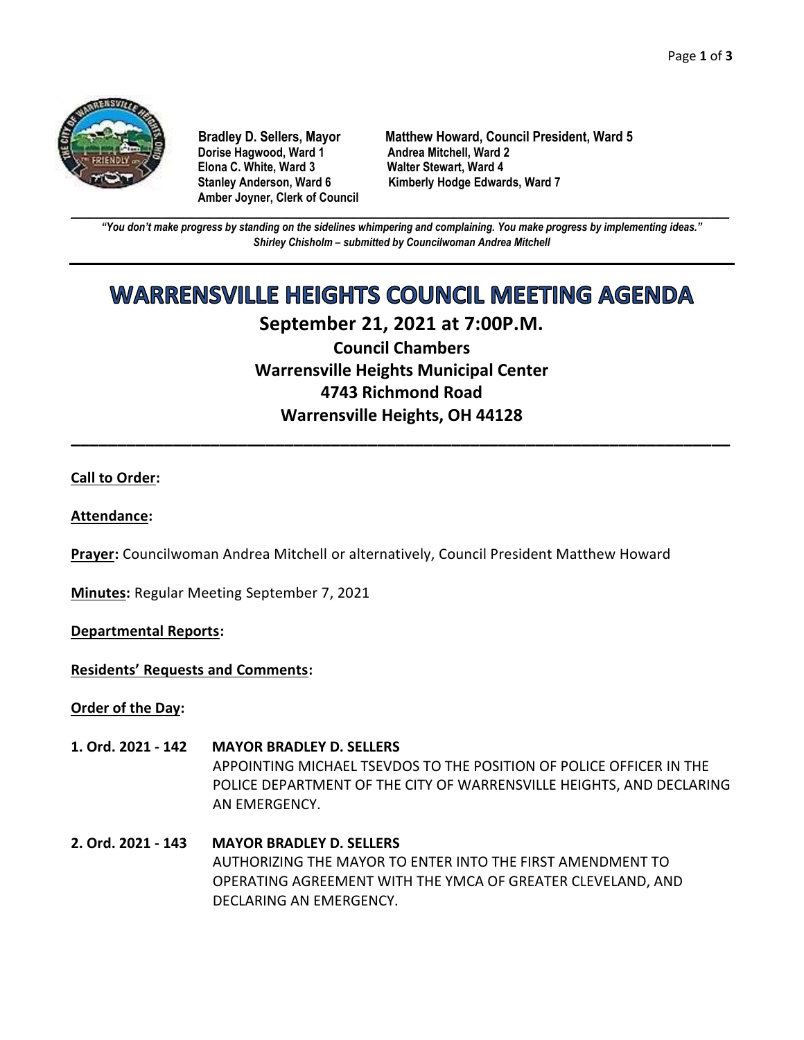**Bradley D. Sellers, Mayor**
**Matthew Howard, Council President, Ward 5**
**Dorise Hagwood, Ward 1**
**Andrea Mitchell, Ward 2**
**Elona C. White, Ward 3**
**Walter Stewart, Ward 4**
**Stanley Anderson, Ward 6**
**Kimberly Hodge Edwards, Ward 7**
**Amber Joyner, Clerk of Council**

---

***"You don't make progress by standing on the sidelines whimpering and complaining. You make progress by implementing ideas."***
***Shirley Chisholm – submitted by Councilwoman Andrea Mitchell***

---

# WARRENSVILLE HEIGHTS COUNCIL MEETING AGENDA

## September 21, 2021 at 7:00P.M.

### Council Chambers
### Warrensville Heights Municipal Center
### 4743 Richmond Road
### Warrensville Heights, OH 44128

---

**Call to Order:**

**Attendance:**

**Prayer:** Councilwoman Andrea Mitchell or alternatively, Council President Matthew Howard

**Minutes:** Regular Meeting September 7, 2021

**Departmental Reports:**

**Residents' Requests and Comments:**

**Order of the Day:**

**1. Ord. 2021 - 142** **MAYOR BRADLEY D. SELLERS**
APPOINTING MICHAEL TSEVDOS TO THE POSITION OF POLICE OFFICER IN THE POLICE DEPARTMENT OF THE CITY OF WARRENSVILLE HEIGHTS, AND DECLARING AN EMERGENCY.

**2. Ord. 2021 - 143** **MAYOR BRADLEY D. SELLERS**
AUTHORIZING THE MAYOR TO ENTER INTO THE FIRST AMENDMENT TO OPERATING AGREEMENT WITH THE YMCA OF GREATER CLEVELAND, AND DECLARING AN EMERGENCY.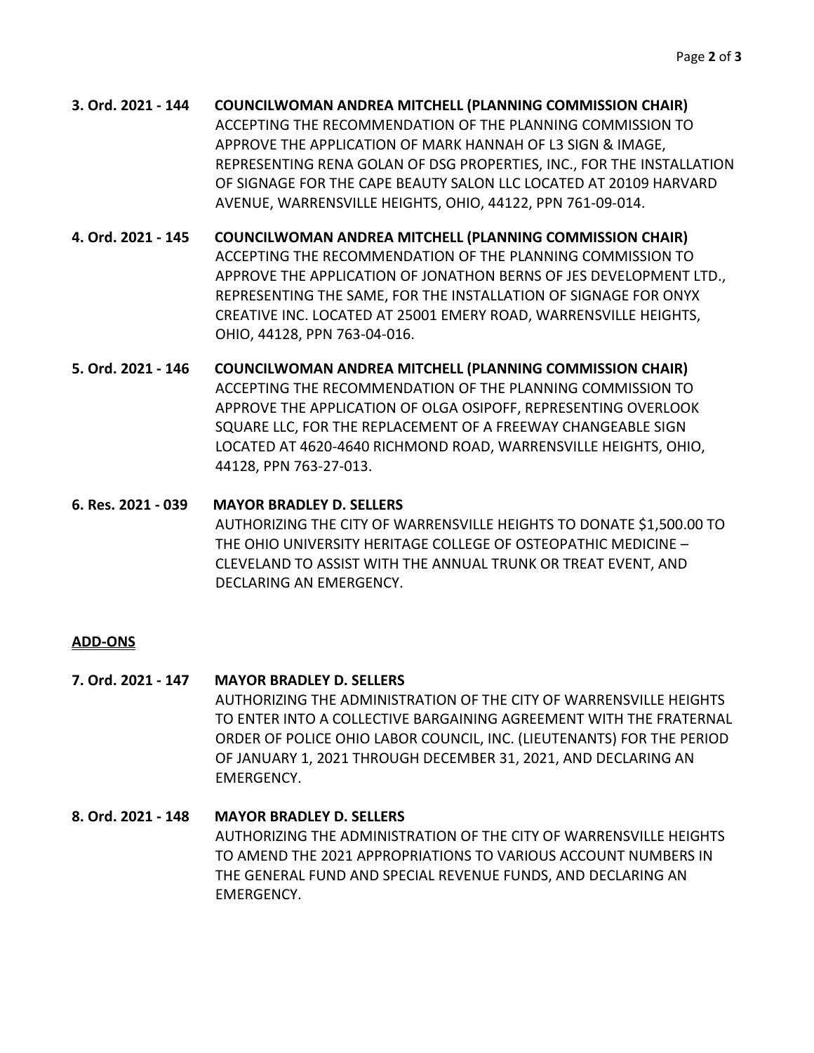**3. Ord. 2021 - 144** **COUNCILWOMAN ANDREA MITCHELL (PLANNING COMMISSION CHAIR)**
ACCEPTING THE RECOMMENDATION OF THE PLANNING COMMISSION TO APPROVE THE APPLICATION OF MARK HANNAH OF L3 SIGN & IMAGE, REPRESENTING RENA GOLAN OF DSG PROPERTIES, INC., FOR THE INSTALLATION OF SIGNAGE FOR THE CAPE BEAUTY SALON LLC LOCATED AT 20109 HARVARD AVENUE, WARRENSVILLE HEIGHTS, OHIO, 44122, PPN 761-09-014.

**4. Ord. 2021 - 145** **COUNCILWOMAN ANDREA MITCHELL (PLANNING COMMISSION CHAIR)**
ACCEPTING THE RECOMMENDATION OF THE PLANNING COMMISSION TO APPROVE THE APPLICATION OF JONATHON BERNS OF JES DEVELOPMENT LTD., REPRESENTING THE SAME, FOR THE INSTALLATION OF SIGNAGE FOR ONYX CREATIVE INC. LOCATED AT 25001 EMERY ROAD, WARRENSVILLE HEIGHTS, OHIO, 44128, PPN 763-04-016.

**5. Ord. 2021 - 146** **COUNCILWOMAN ANDREA MITCHELL (PLANNING COMMISSION CHAIR)**
ACCEPTING THE RECOMMENDATION OF THE PLANNING COMMISSION TO APPROVE THE APPLICATION OF OLGA OSIPOFF, REPRESENTING OVERLOOK SQUARE LLC, FOR THE REPLACEMENT OF A FREEWAY CHANGEABLE SIGN LOCATED AT 4620-4640 RICHMOND ROAD, WARRENSVILLE HEIGHTS, OHIO, 44128, PPN 763-27-013.

**6. Res. 2021 - 039** **MAYOR BRADLEY D. SELLERS**
AUTHORIZING THE CITY OF WARRENSVILLE HEIGHTS TO DONATE $1,500.00 TO THE OHIO UNIVERSITY HERITAGE COLLEGE OF OSTEOPATHIC MEDICINE – CLEVELAND TO ASSIST WITH THE ANNUAL TRUNK OR TREAT EVENT, AND DECLARING AN EMERGENCY.

**ADD-ONS**

**7. Ord. 2021 - 147** **MAYOR BRADLEY D. SELLERS**
AUTHORIZING THE ADMINISTRATION OF THE CITY OF WARRENSVILLE HEIGHTS TO ENTER INTO A COLLECTIVE BARGAINING AGREEMENT WITH THE FRATERNAL ORDER OF POLICE OHIO LABOR COUNCIL, INC. (LIEUTENANTS) FOR THE PERIOD OF JANUARY 1, 2021 THROUGH DECEMBER 31, 2021, AND DECLARING AN EMERGENCY.

**8. Ord. 2021 - 148** **MAYOR BRADLEY D. SELLERS**
AUTHORIZING THE ADMINISTRATION OF THE CITY OF WARRENSVILLE HEIGHTS TO AMEND THE 2021 APPROPRIATIONS TO VARIOUS ACCOUNT NUMBERS IN THE GENERAL FUND AND SPECIAL REVENUE FUNDS, AND DECLARING AN EMERGENCY.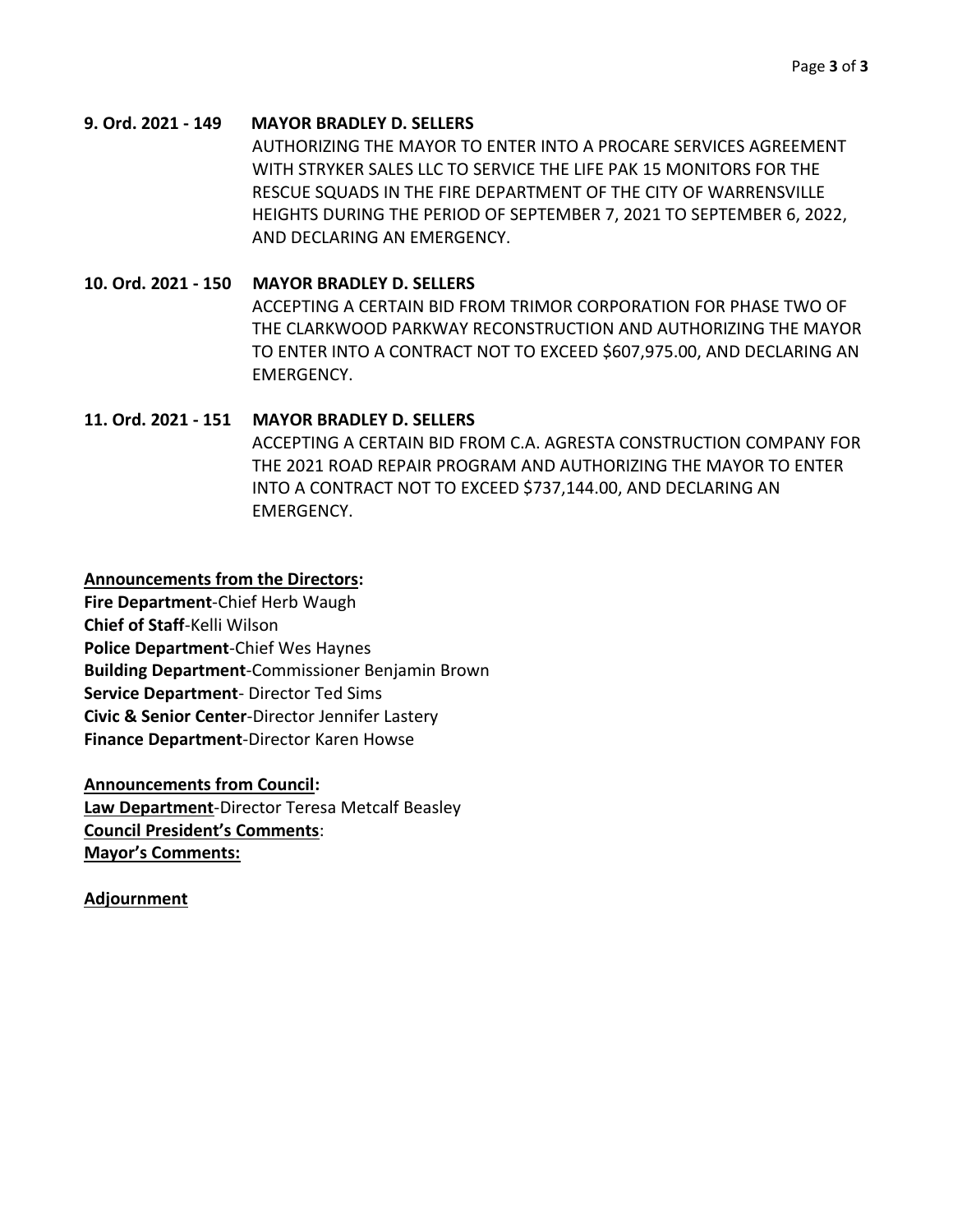**9. Ord. 2021 - 149 MAYOR BRADLEY D. SELLERS**

AUTHORIZING THE MAYOR TO ENTER INTO A PROCARE SERVICES AGREEMENT WITH STRYKER SALES LLC TO SERVICE THE LIFE PAK 15 MONITORS FOR THE RESCUE SQUADS IN THE FIRE DEPARTMENT OF THE CITY OF WARRENSVILLE HEIGHTS DURING THE PERIOD OF SEPTEMBER 7, 2021 TO SEPTEMBER 6, 2022, AND DECLARING AN EMERGENCY.

**10. Ord. 2021 - 150 MAYOR BRADLEY D. SELLERS**

ACCEPTING A CERTAIN BID FROM TRIMOR CORPORATION FOR PHASE TWO OF THE CLARKWOOD PARKWAY RECONSTRUCTION AND AUTHORIZING THE MAYOR TO ENTER INTO A CONTRACT NOT TO EXCEED $607,975.00, AND DECLARING AN EMERGENCY.

**11. Ord. 2021 - 151 MAYOR BRADLEY D. SELLERS**

ACCEPTING A CERTAIN BID FROM C.A. AGRESTA CONSTRUCTION COMPANY FOR THE 2021 ROAD REPAIR PROGRAM AND AUTHORIZING THE MAYOR TO ENTER INTO A CONTRACT NOT TO EXCEED $737,144.00, AND DECLARING AN EMERGENCY.

**Announcements from the Directors:**

**Fire Department**-Chief Herb Waugh
**Chief of Staff**-Kelli Wilson
**Police Department**-Chief Wes Haynes
**Building Department**-Commissioner Benjamin Brown
**Service Department**- Director Ted Sims
**Civic & Senior Center**-Director Jennifer Lastery
**Finance Department**-Director Karen Howse

**Announcements from Council:**
**Law Department**-Director Teresa Metcalf Beasley
**Council President's Comments**:
**Mayor's Comments:**

**Adjournment**